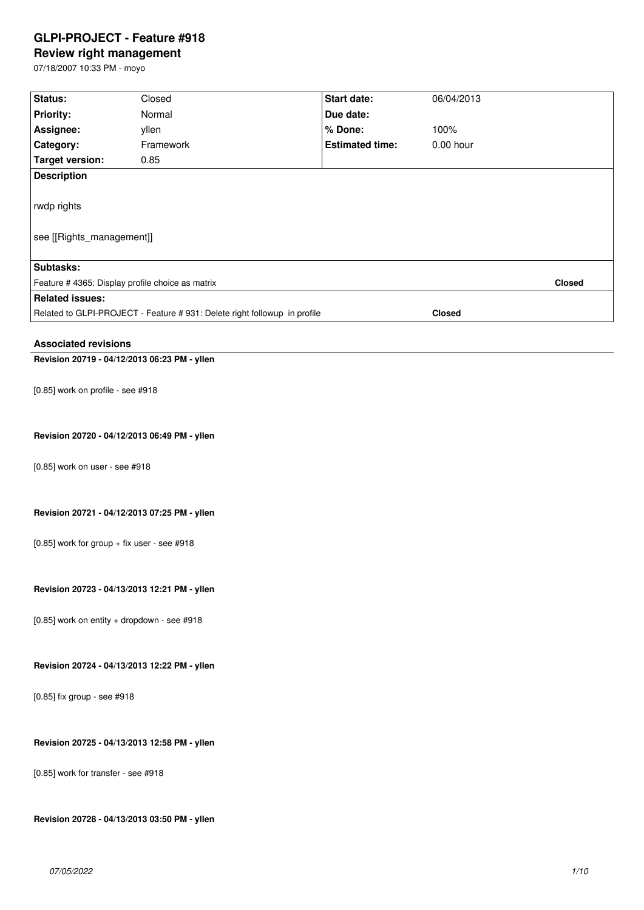# GLPI-PROJECT - Feature #918

## Review right management

07/18/2007 10:33 PM - moyo

| Status: | Closed | Start date: | 06/04/2013 |
|---|---|---|---|
| Priority: | Normal | Due date: | |
| Assignee: | yllen | % Done: | 100% |
| Category: | Framework | Estimated time: | 0.00 hour |
| Target version: | 0.85 | | |

**Description**

rwdp rights

see [[Rights_management]]

**Subtasks:**

| | |
|---|---|
| Feature # 4365: Display profile choice as matrix | Closed |

**Related issues:**

| | |
|---|---|
| Related to GLPI-PROJECT - Feature # 931: Delete right followup in profile | Closed |

### Associated revisions

**Revision 20719 - 04/12/2013 06:23 PM - yllen**

[0.85] work on profile - see #918

**Revision 20720 - 04/12/2013 06:49 PM - yllen**

[0.85] work on user - see #918

**Revision 20721 - 04/12/2013 07:25 PM - yllen**

[0.85] work for group + fix user - see #918

**Revision 20723 - 04/13/2013 12:21 PM - yllen**

[0.85] work on entity + dropdown - see #918

**Revision 20724 - 04/13/2013 12:22 PM - yllen**

[0.85] fix group - see #918

**Revision 20725 - 04/13/2013 12:58 PM - yllen**

[0.85] work for transfer - see #918

**Revision 20728 - 04/13/2013 03:50 PM - yllen**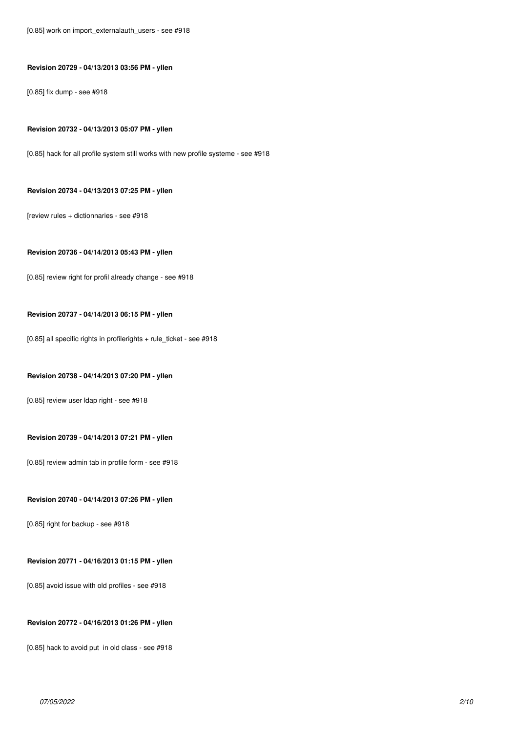[0.85] work on import_externalauth_users - see #918

#### Revision 20729 - 04/13/2013 03:56 PM - yllen

[0.85] fix dump - see #918

#### Revision 20732 - 04/13/2013 05:07 PM - yllen

[0.85] hack for all profile system still works with new profile systeme - see #918

#### Revision 20734 - 04/13/2013 07:25 PM - yllen

[review rules + dictionnaries - see #918

#### Revision 20736 - 04/14/2013 05:43 PM - yllen

[0.85] review right for profil already change - see #918

#### Revision 20737 - 04/14/2013 06:15 PM - yllen

[0.85] all specific rights in profilerights + rule_ticket - see #918

#### Revision 20738 - 04/14/2013 07:20 PM - yllen

[0.85] review user ldap right - see #918

#### Revision 20739 - 04/14/2013 07:21 PM - yllen

[0.85] review admin tab in profile form - see #918

#### Revision 20740 - 04/14/2013 07:26 PM - yllen

[0.85] right for backup - see #918

#### Revision 20771 - 04/16/2013 01:15 PM - yllen

[0.85] avoid issue with old profiles - see #918

#### Revision 20772 - 04/16/2013 01:26 PM - yllen

[0.85] hack to avoid put  in old class - see #918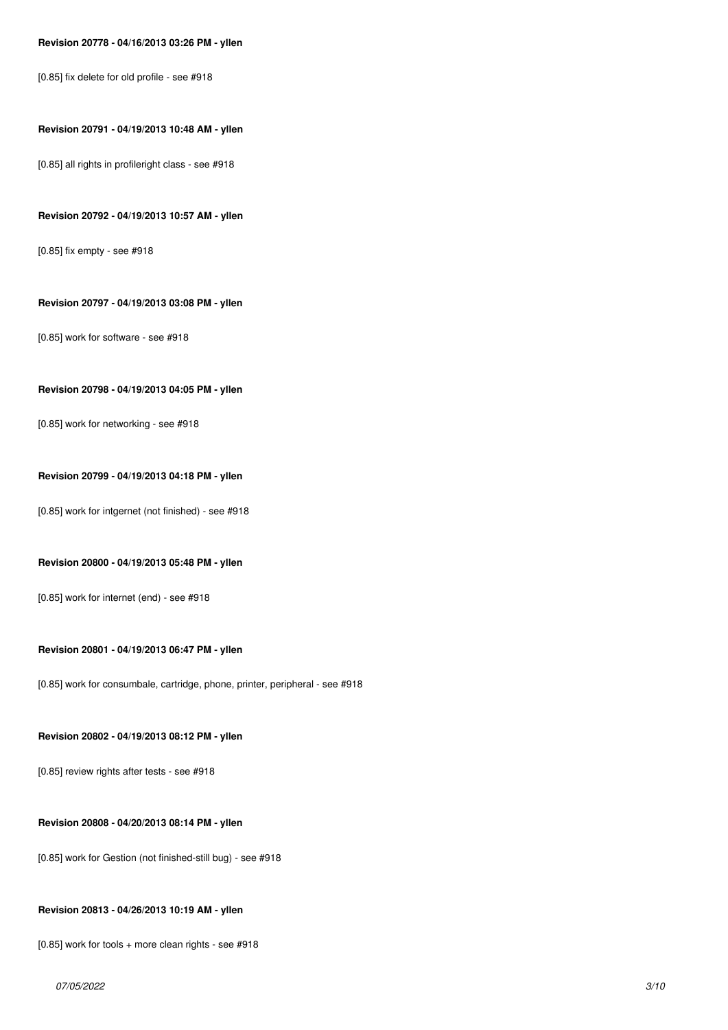#### Revision 20778 - 04/16/2013 03:26 PM - yllen

[0.85] fix delete for old profile - see #918

#### Revision 20791 - 04/19/2013 10:48 AM - yllen

[0.85] all rights in profileright class - see #918

#### Revision 20792 - 04/19/2013 10:57 AM - yllen

[0.85] fix empty - see #918

#### Revision 20797 - 04/19/2013 03:08 PM - yllen

[0.85] work for software - see #918

#### Revision 20798 - 04/19/2013 04:05 PM - yllen

[0.85] work for networking - see #918

#### Revision 20799 - 04/19/2013 04:18 PM - yllen

[0.85] work for intgernet (not finished) - see #918

#### Revision 20800 - 04/19/2013 05:48 PM - yllen

[0.85] work for internet (end) - see #918

#### Revision 20801 - 04/19/2013 06:47 PM - yllen

[0.85] work for consumbale, cartridge, phone, printer, peripheral - see #918

#### Revision 20802 - 04/19/2013 08:12 PM - yllen

[0.85] review rights after tests - see #918

#### Revision 20808 - 04/20/2013 08:14 PM - yllen

[0.85] work for Gestion (not finished-still bug) - see #918

#### Revision 20813 - 04/26/2013 10:19 AM - yllen

[0.85] work for tools + more clean rights - see #918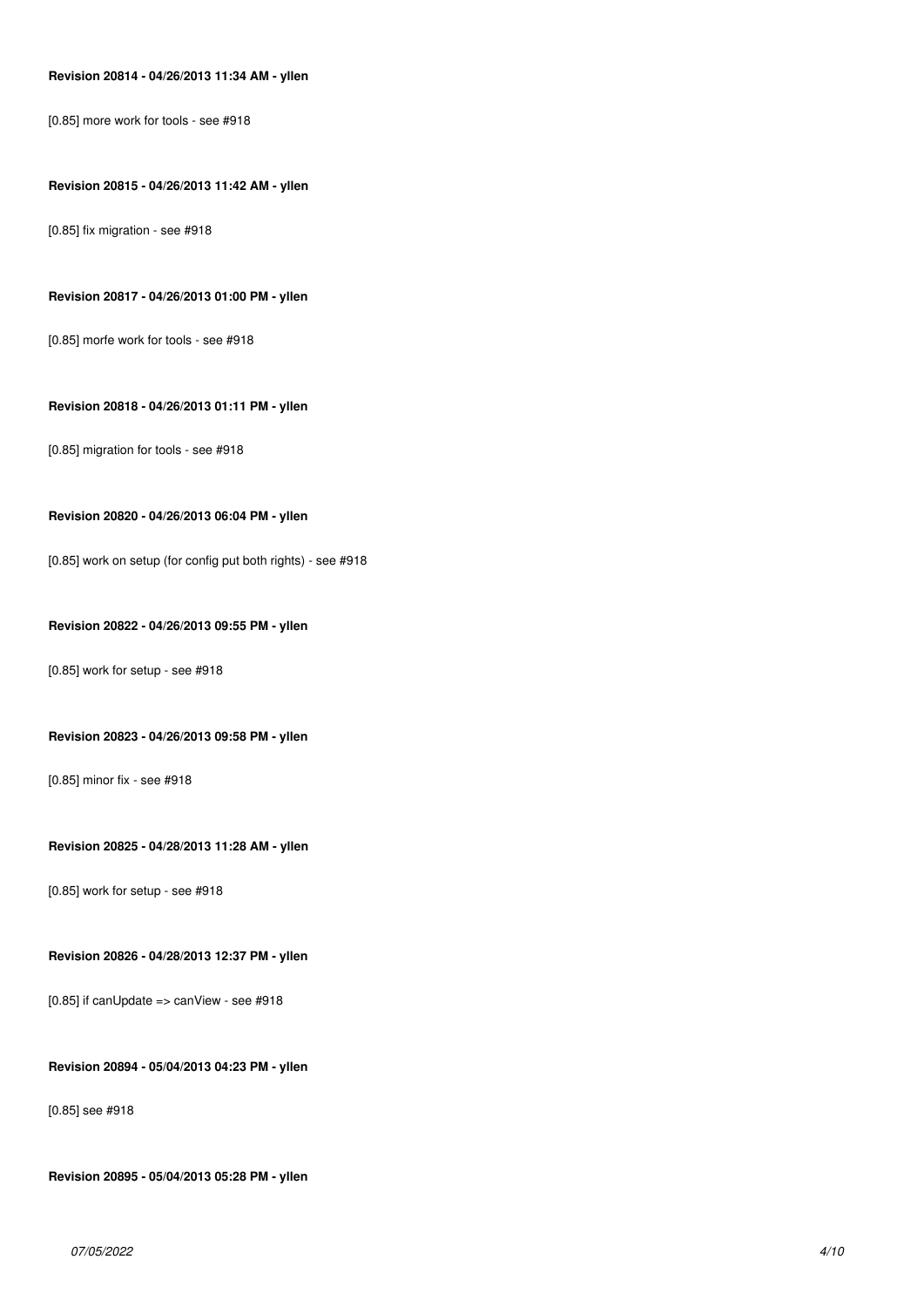**Revision 20814 - 04/26/2013 11:34 AM - yllen**

[0.85] more work for tools - see #918

**Revision 20815 - 04/26/2013 11:42 AM - yllen**

[0.85] fix migration - see #918

**Revision 20817 - 04/26/2013 01:00 PM - yllen**

[0.85] morfe work for tools - see #918

**Revision 20818 - 04/26/2013 01:11 PM - yllen**

[0.85] migration for tools - see #918

**Revision 20820 - 04/26/2013 06:04 PM - yllen**

[0.85] work on setup (for config put both rights) - see #918

**Revision 20822 - 04/26/2013 09:55 PM - yllen**

[0.85] work for setup - see #918

**Revision 20823 - 04/26/2013 09:58 PM - yllen**

[0.85] minor fix - see #918

**Revision 20825 - 04/28/2013 11:28 AM - yllen**

[0.85] work for setup - see #918

**Revision 20826 - 04/28/2013 12:37 PM - yllen**

[0.85] if canUpdate => canView - see #918

**Revision 20894 - 05/04/2013 04:23 PM - yllen**

[0.85] see #918

**Revision 20895 - 05/04/2013 05:28 PM - yllen**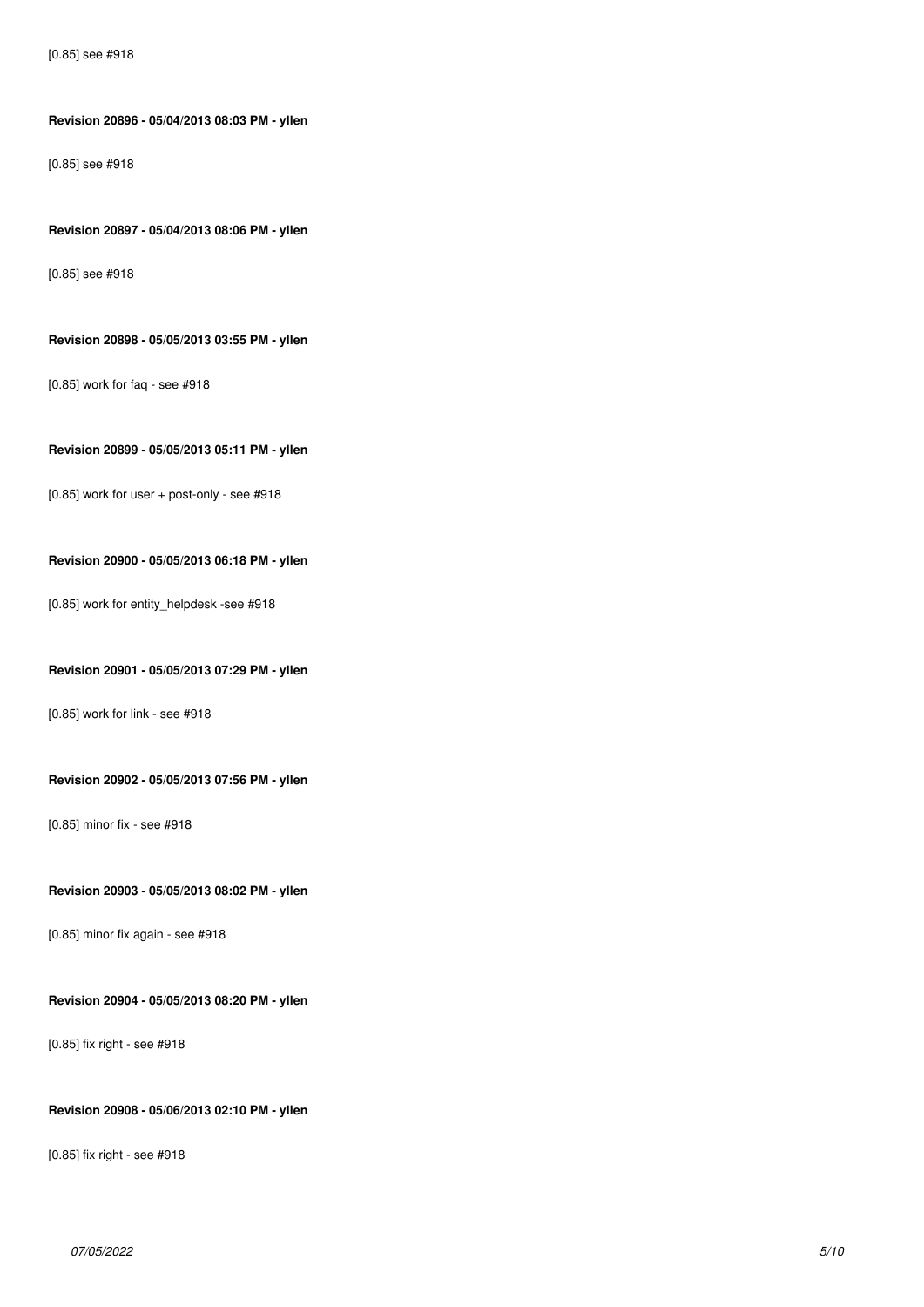[0.85] see #918

**Revision 20896 - 05/04/2013 08:03 PM - yllen**

[0.85] see #918

**Revision 20897 - 05/04/2013 08:06 PM - yllen**

[0.85] see #918

**Revision 20898 - 05/05/2013 03:55 PM - yllen**

[0.85] work for faq - see #918

**Revision 20899 - 05/05/2013 05:11 PM - yllen**

[0.85] work for user + post-only - see #918

**Revision 20900 - 05/05/2013 06:18 PM - yllen**

[0.85] work for entity_helpdesk -see #918

**Revision 20901 - 05/05/2013 07:29 PM - yllen**

[0.85] work for link - see #918

**Revision 20902 - 05/05/2013 07:56 PM - yllen**

[0.85] minor fix - see #918

**Revision 20903 - 05/05/2013 08:02 PM - yllen**

[0.85] minor fix again - see #918

**Revision 20904 - 05/05/2013 08:20 PM - yllen**

[0.85] fix right - see #918

**Revision 20908 - 05/06/2013 02:10 PM - yllen**

[0.85] fix right - see #918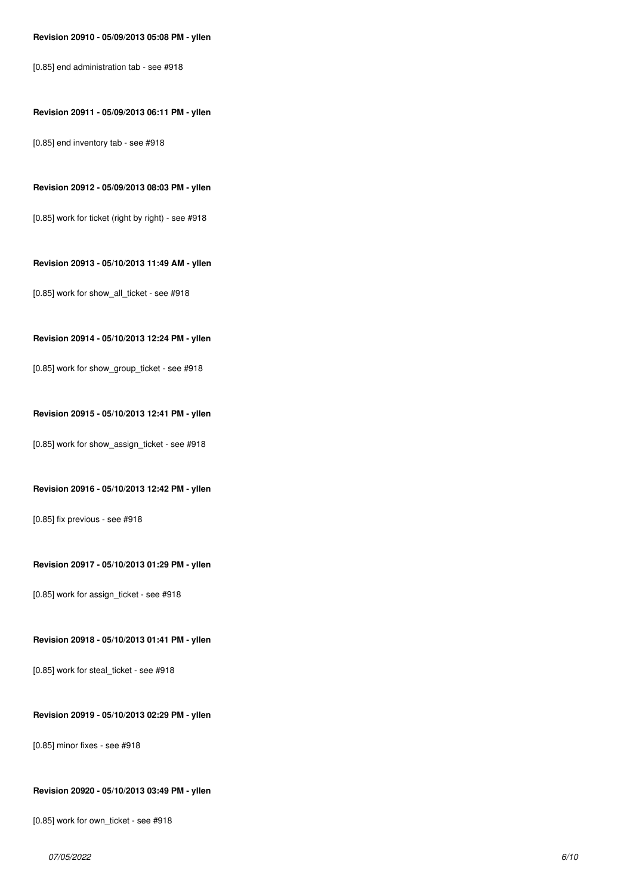**Revision 20910 - 05/09/2013 05:08 PM - yllen**

[0.85] end administration tab - see #918

**Revision 20911 - 05/09/2013 06:11 PM - yllen**

[0.85] end inventory tab - see #918

**Revision 20912 - 05/09/2013 08:03 PM - yllen**

[0.85] work for ticket (right by right) - see #918

**Revision 20913 - 05/10/2013 11:49 AM - yllen**

[0.85] work for show_all_ticket - see #918

**Revision 20914 - 05/10/2013 12:24 PM - yllen**

[0.85] work for show_group_ticket - see #918

**Revision 20915 - 05/10/2013 12:41 PM - yllen**

[0.85] work for show_assign_ticket - see #918

**Revision 20916 - 05/10/2013 12:42 PM - yllen**

[0.85] fix previous - see #918

**Revision 20917 - 05/10/2013 01:29 PM - yllen**

[0.85] work for assign_ticket - see #918

**Revision 20918 - 05/10/2013 01:41 PM - yllen**

[0.85] work for steal_ticket - see #918

**Revision 20919 - 05/10/2013 02:29 PM - yllen**

[0.85] minor fixes - see #918

**Revision 20920 - 05/10/2013 03:49 PM - yllen**

[0.85] work for own_ticket - see #918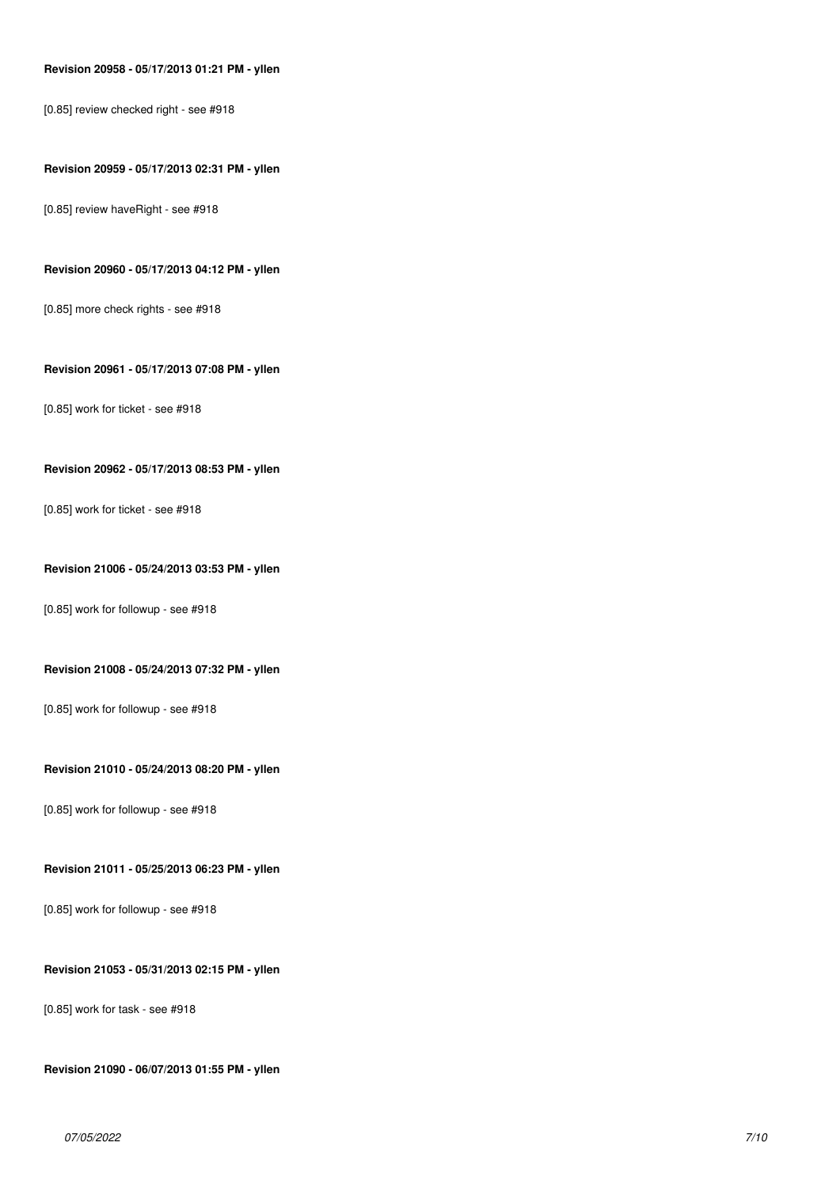**Revision 20958 - 05/17/2013 01:21 PM - yllen**

[0.85] review checked right - see #918

**Revision 20959 - 05/17/2013 02:31 PM - yllen**

[0.85] review haveRight - see #918

**Revision 20960 - 05/17/2013 04:12 PM - yllen**

[0.85] more check rights - see #918

**Revision 20961 - 05/17/2013 07:08 PM - yllen**

[0.85] work for ticket - see #918

**Revision 20962 - 05/17/2013 08:53 PM - yllen**

[0.85] work for ticket - see #918

**Revision 21006 - 05/24/2013 03:53 PM - yllen**

[0.85] work for followup - see #918

**Revision 21008 - 05/24/2013 07:32 PM - yllen**

[0.85] work for followup - see #918

**Revision 21010 - 05/24/2013 08:20 PM - yllen**

[0.85] work for followup - see #918

**Revision 21011 - 05/25/2013 06:23 PM - yllen**

[0.85] work for followup - see #918

**Revision 21053 - 05/31/2013 02:15 PM - yllen**

[0.85] work for task - see #918

**Revision 21090 - 06/07/2013 01:55 PM - yllen**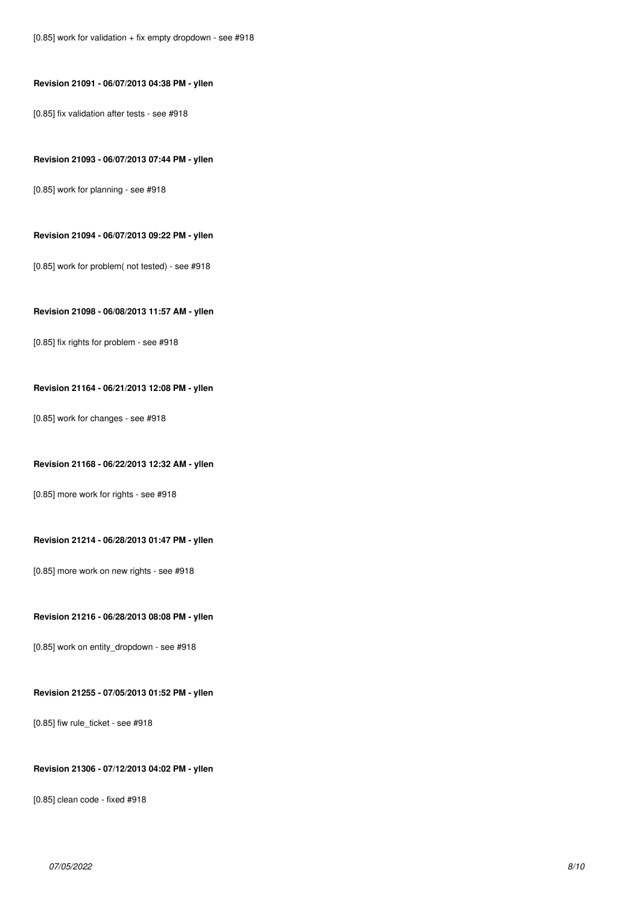[0.85] work for validation + fix empty dropdown - see #918

#### Revision 21091 - 06/07/2013 04:38 PM - yllen

[0.85] fix validation after tests - see #918

#### Revision 21093 - 06/07/2013 07:44 PM - yllen

[0.85] work for planning - see #918

#### Revision 21094 - 06/07/2013 09:22 PM - yllen

[0.85] work for problem( not tested) - see #918

#### Revision 21098 - 06/08/2013 11:57 AM - yllen

[0.85] fix rights for problem - see #918

#### Revision 21164 - 06/21/2013 12:08 PM - yllen

[0.85] work for changes - see #918

#### Revision 21168 - 06/22/2013 12:32 AM - yllen

[0.85] more work for rights - see #918

#### Revision 21214 - 06/28/2013 01:47 PM - yllen

[0.85] more work on new rights - see #918

#### Revision 21216 - 06/28/2013 08:08 PM - yllen

[0.85] work on entity_dropdown - see #918

#### Revision 21255 - 07/05/2013 01:52 PM - yllen

[0.85] fiw rule_ticket - see #918

#### Revision 21306 - 07/12/2013 04:02 PM - yllen

[0.85] clean code - fixed #918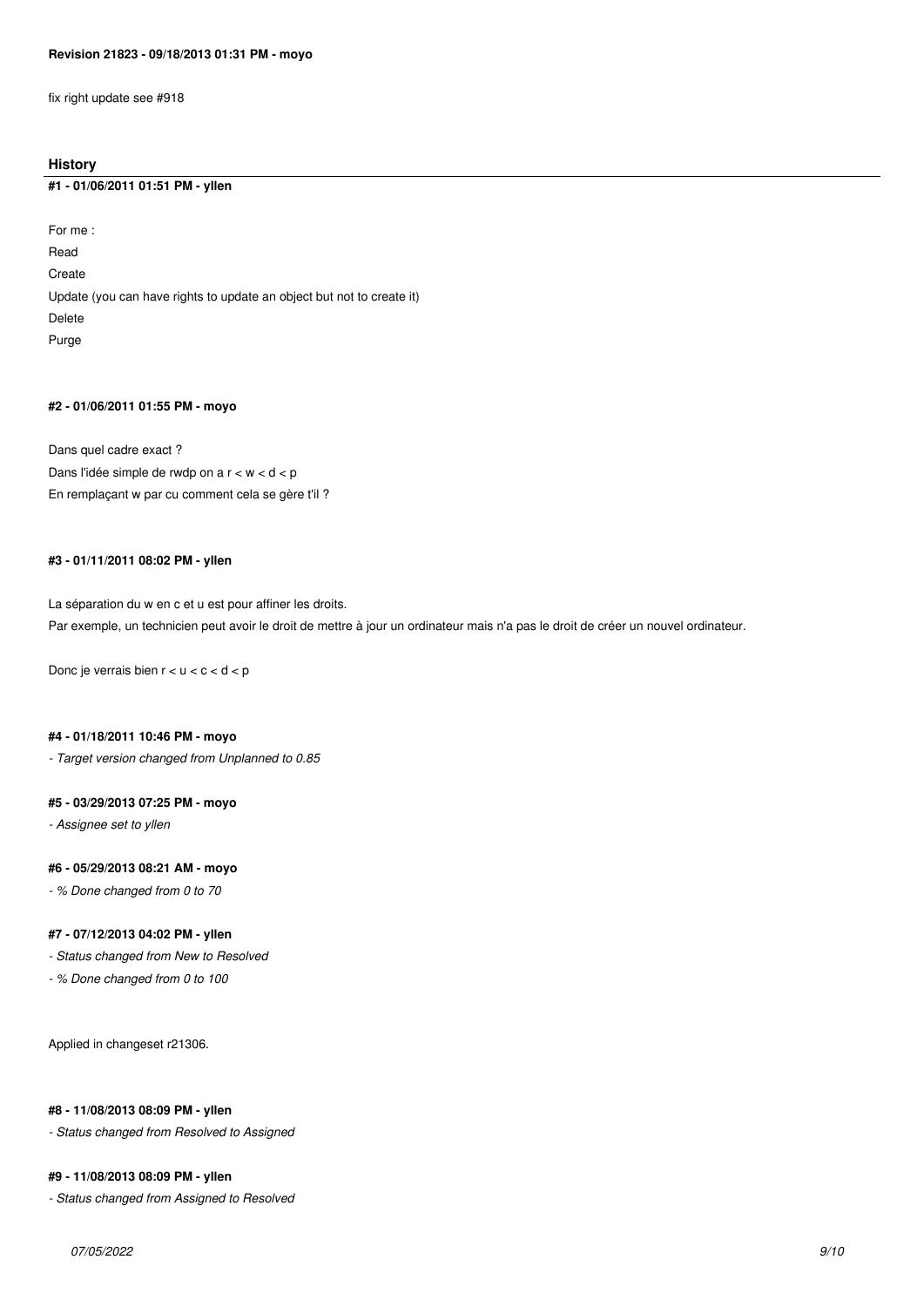#### Revision 21823 - 09/18/2013 01:31 PM - moyo

fix right update see #918

### History

#### #1 - 01/06/2011 01:51 PM - yllen

For me :

Read

Create

Update (you can have rights to update an object but not to create it)

Delete

Purge

#### #2 - 01/06/2011 01:55 PM - moyo

Dans quel cadre exact ?

Dans l'idée simple de rwdp on a r < w < d < p

En remplaçant w par cu comment cela se gère t'il ?

#### #3 - 01/11/2011 08:02 PM - yllen

La séparation du w en c et u est pour affiner les droits.

Par exemple, un technicien peut avoir le droit de mettre à jour un ordinateur mais n'a pas le droit de créer un nouvel ordinateur.

Donc je verrais bien r < u < c < d < p

#### #4 - 01/18/2011 10:46 PM - moyo

*- Target version changed from Unplanned to 0.85*

#### #5 - 03/29/2013 07:25 PM - moyo

*- Assignee set to yllen*

#### #6 - 05/29/2013 08:21 AM - moyo

*- % Done changed from 0 to 70*

#### #7 - 07/12/2013 04:02 PM - yllen

*- Status changed from New to Resolved*

*- % Done changed from 0 to 100*

Applied in changeset r21306.

#### #8 - 11/08/2013 08:09 PM - yllen

*- Status changed from Resolved to Assigned*

#### #9 - 11/08/2013 08:09 PM - yllen

*- Status changed from Assigned to Resolved*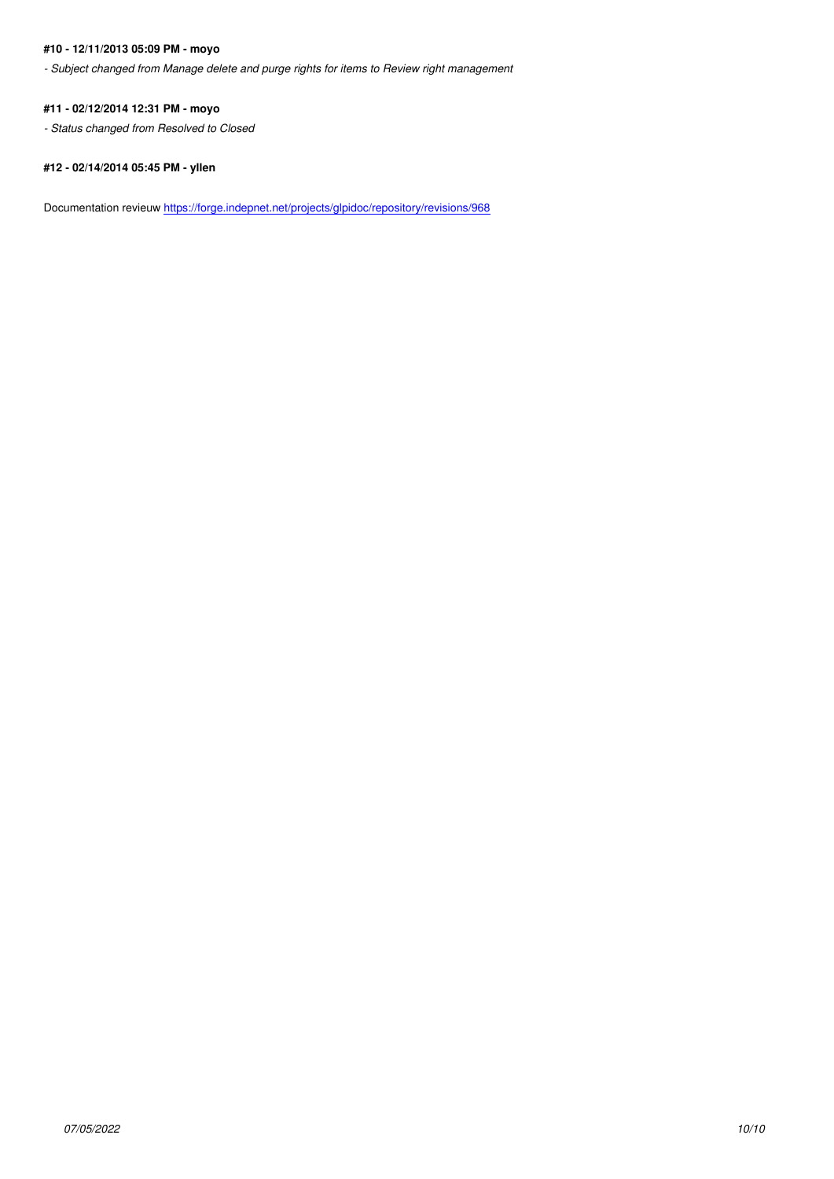#### #10 - 12/11/2013 05:09 PM - moyo

*- Subject changed from Manage delete and purge rights for items to Review right management*

#### #11 - 02/12/2014 12:31 PM - moyo

*- Status changed from Resolved to Closed*

#### #12 - 02/14/2014 05:45 PM - yllen

Documentation revieuw https://forge.indepnet.net/projects/glpidoc/repository/revisions/968